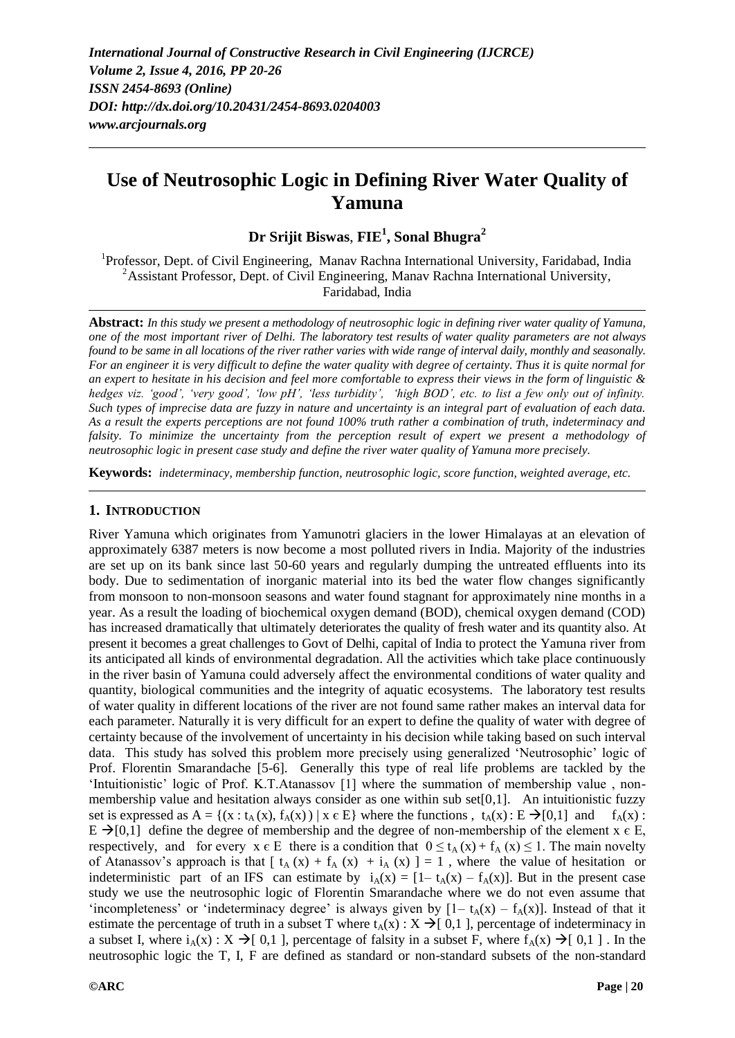*International Journal of Constructive Research in Civil Engineering (IJCRCE)*
*Volume 2, Issue 4, 2016, PP 20-26*
*ISSN 2454-8693 (Online)*
*DOI: http://dx.doi.org/10.20431/2454-8693.0204003*
*www.arcjournals.org*

# Use of Neutrosophic Logic in Defining River Water Quality of Yamuna

**Dr Srijit Biswas, FIE[1], Sonal Bhugra[2]**

[1]Professor, Dept. of Civil Engineering, Manav Rachna International University, Faridabad, India
[2]Assistant Professor, Dept. of Civil Engineering, Manav Rachna International University, Faridabad, India

**Abstract:** *In this study we present a methodology of neutrosophic logic in defining river water quality of Yamuna, one of the most important river of Delhi. The laboratory test results of water quality parameters are not always found to be same in all locations of the river rather varies with wide range of interval daily, monthly and seasonally. For an engineer it is very difficult to define the water quality with degree of certainty. Thus it is quite normal for an expert to hesitate in his decision and feel more comfortable to express their views in the form of linguistic & hedges viz. 'good', 'very good', 'low pH', 'less turbidity', 'high BOD', etc. to list a few only out of infinity. Such types of imprecise data are fuzzy in nature and uncertainty is an integral part of evaluation of each data. As a result the experts perceptions are not found 100% truth rather a combination of truth, indeterminacy and falsity. To minimize the uncertainty from the perception result of expert we present a methodology of neutrosophic logic in present case study and define the river water quality of Yamuna more precisely.*

**Keywords:** *indeterminacy, membership function, neutrosophic logic, score function, weighted average, etc.*

## 1. Introduction

River Yamuna which originates from Yamunotri glaciers in the lower Himalayas at an elevation of approximately 6387 meters is now become a most polluted rivers in India. Majority of the industries are set up on its bank since last 50-60 years and regularly dumping the untreated effluents into its body. Due to sedimentation of inorganic material into its bed the water flow changes significantly from monsoon to non-monsoon seasons and water found stagnant for approximately nine months in a year. As a result the loading of biochemical oxygen demand (BOD), chemical oxygen demand (COD) has increased dramatically that ultimately deteriorates the quality of fresh water and its quantity also. At present it becomes a great challenges to Govt of Delhi, capital of India to protect the Yamuna river from its anticipated all kinds of environmental degradation. All the activities which take place continuously in the river basin of Yamuna could adversely affect the environmental conditions of water quality and quantity, biological communities and the integrity of aquatic ecosystems. The laboratory test results of water quality in different locations of the river are not found same rather makes an interval data for each parameter. Naturally it is very difficult for an expert to define the quality of water with degree of certainty because of the involvement of uncertainty in his decision while taking based on such interval data. This study has solved this problem more precisely using generalized 'Neutrosophic' logic of Prof. Florentin Smarandache [5-6]. Generally this type of real life problems are tackled by the 'Intuitionistic' logic of Prof. K.T.Atanassov [1] where the summation of membership value , non-membership value and hesitation always consider as one within sub set[0,1]. An intuitionistic fuzzy set is expressed as $A = \{(x : t_A(x), f_A(x)) \mid x \in E\}$ where the functions , $t_A(x) : E \rightarrow [0,1]$ and $f_A(x) : E \rightarrow [0,1]$ define the degree of membership and the degree of non-membership of the element $x \in E$, respectively, and for every $x \in E$ there is a condition that $0 \leq t_A(x) + f_A(x) \leq 1$. The main novelty of Atanassov's approach is that $[\, t_A(x) + f_A(x) + i_A(x) \,] = 1$ , where the value of hesitation or indeterministic part of an IFS can estimate by $i_A(x) = [1 - t_A(x) - f_A(x)]$. But in the present case study we use the neutrosophic logic of Florentin Smarandache where we do not even assume that 'incompleteness' or 'indeterminacy degree' is always given by $[1 - t_A(x) - f_A(x)]$. Instead of that it estimate the percentage of truth in a subset T where $t_A(x) : X \rightarrow [\,0,1\,]$, percentage of indeterminacy in a subset I, where $i_A(x) : X \rightarrow [\,0,1\,]$, percentage of falsity in a subset F, where $f_A(x) \rightarrow [\,0,1\,]$ . In the neutrosophic logic the T, I, F are defined as standard or non-standard subsets of the non-standard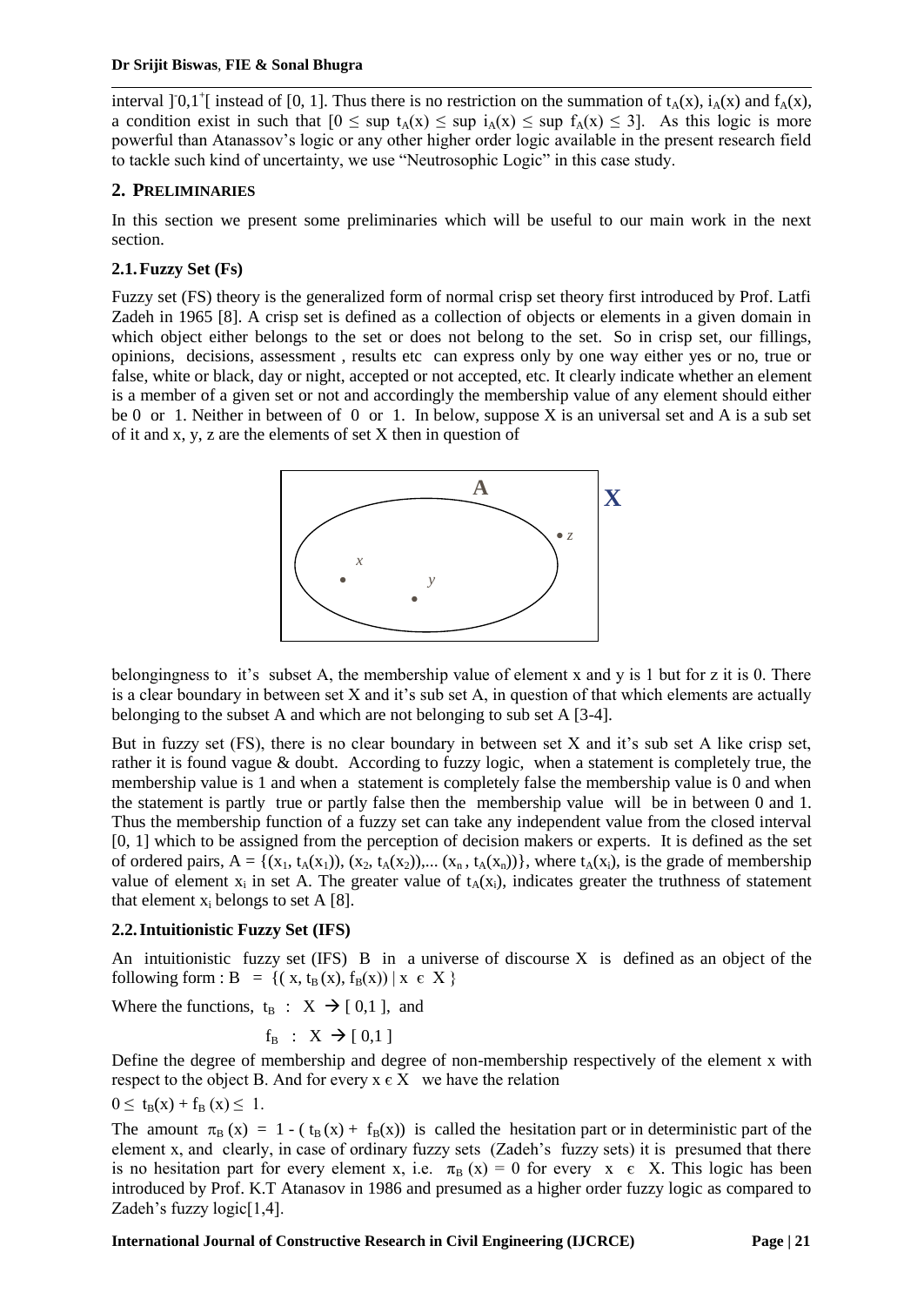interval $]^-0,1^+[$ instead of [0, 1]. Thus there is no restriction on the summation of $t_A(x)$, $i_A(x)$ and $f_A(x)$, a condition exist in such that $[0 \leq \sup t_A(x) \leq \sup i_A(x) \leq \sup f_A(x) \leq 3]$. As this logic is more powerful than Atanassov's logic or any other higher order logic available in the present research field to tackle such kind of uncertainty, we use "Neutrosophic Logic" in this case study.

## 2. PRELIMINARIES

In this section we present some preliminaries which will be useful to our main work in the next section.

### 2.1. Fuzzy Set (Fs)

Fuzzy set (FS) theory is the generalized form of normal crisp set theory first introduced by Prof. Latfi Zadeh in 1965 [8]. A crisp set is defined as a collection of objects or elements in a given domain in which object either belongs to the set or does not belong to the set. So in crisp set, our fillings, opinions, decisions, assessment , results etc can express only by one way either yes or no, true or false, white or black, day or night, accepted or not accepted, etc. It clearly indicate whether an element is a member of a given set or not and accordingly the membership value of any element should either be 0 or 1. Neither in between of 0 or 1. In below, suppose X is an universal set and A is a sub set of it and x, y, z are the elements of set X then in question of

belongingness to it's subset A, the membership value of element x and y is 1 but for z it is 0. There is a clear boundary in between set X and it's sub set A, in question of that which elements are actually belonging to the subset A and which are not belonging to sub set A [3-4].

But in fuzzy set (FS), there is no clear boundary in between set X and it's sub set A like crisp set, rather it is found vague & doubt. According to fuzzy logic, when a statement is completely true, the membership value is 1 and when a statement is completely false the membership value is 0 and when the statement is partly true or partly false then the membership value will be in between 0 and 1. Thus the membership function of a fuzzy set can take any independent value from the closed interval [0, 1] which to be assigned from the perception of decision makers or experts. It is defined as the set of ordered pairs, $A = \{(x_1, t_A(x_1)), (x_2, t_A(x_2)),... (x_n, t_A(x_n))\}$, where $t_A(x_i)$, is the grade of membership value of element $x_i$ in set A. The greater value of $t_A(x_i)$, indicates greater the truthness of statement that element $x_i$ belongs to set A [8].

### 2.2. Intuitionistic Fuzzy Set (IFS)

An intuitionistic fuzzy set (IFS) B in a universe of discourse X is defined as an object of the following form : $B = \{( x, t_B(x), f_B(x)) \mid x \in X \}$

Where the functions, $t_B : X \rightarrow [0,1]$, and

$$f_B : X \rightarrow [0,1]$$

Define the degree of membership and degree of non-membership respectively of the element x with respect to the object B. And for every $x \in X$ we have the relation

$0 \leq t_B(x) + f_B(x) \leq 1.$

The amount $\pi_B(x) = 1 - ( t_B(x) + f_B(x))$ is called the hesitation part or in deterministic part of the element x, and clearly, in case of ordinary fuzzy sets (Zadeh's fuzzy sets) it is presumed that there is no hesitation part for every element x, i.e. $\pi_B(x) = 0$ for every $x \in X$. This logic has been introduced by Prof. K.T Atanasov in 1986 and presumed as a higher order fuzzy logic as compared to Zadeh's fuzzy logic[1,4].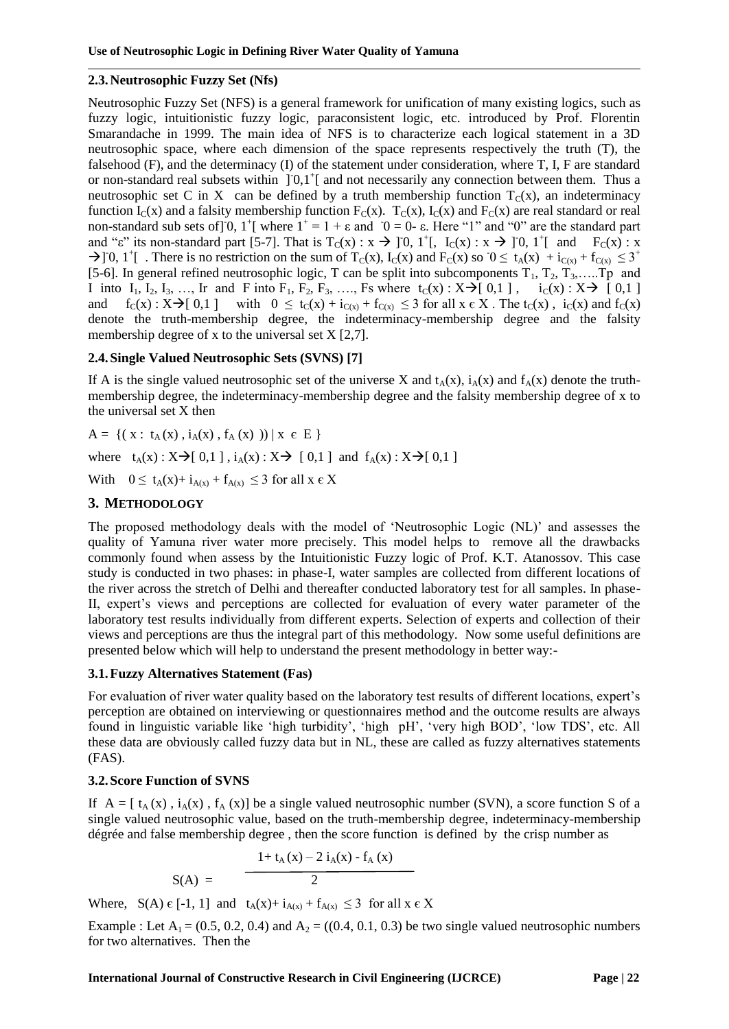### 2.3. Neutrosophic Fuzzy Set (Nfs)

Neutrosophic Fuzzy Set (NFS) is a general framework for unification of many existing logics, such as fuzzy logic, intuitionistic fuzzy logic, paraconsistent logic, etc. introduced by Prof. Florentin Smarandache in 1999. The main idea of NFS is to characterize each logical statement in a 3D neutrosophic space, where each dimension of the space represents respectively the truth (T), the falsehood (F), and the determinacy (I) of the statement under consideration, where T, I, F are standard or non-standard real subsets within $]^{-}0,1^{+}[$ and not necessarily any connection between them. Thus a neutrosophic set C in X can be defined by a truth membership function $T_C(x)$, an indeterminacy function $I_C(x)$ and a falsity membership function $F_C(x)$. $T_C(x)$, $I_C(x)$ and $F_C(x)$ are real standard or real non-standard sub sets of$]^{-}0, 1^{+}[$ where $1^{+} = 1 + \varepsilon$ and $^{-}0 = 0 - \varepsilon$. Here "1" and "0" are the standard part and "ε" its non-standard part [5-7]. That is $T_C(x) : x \rightarrow ]^{-}0, 1^{+}[$, $I_C(x) : x \rightarrow ]^{-}0, 1^{+}[$ and $F_C(x) : x \rightarrow ]^{-}0, 1^{+}[$ . There is no restriction on the sum of $T_C(x)$, $I_C(x)$ and $F_C(x)$ so $^{-}0 \leq t_A(x) + i_{C(x)} + f_{C(x)} \leq 3^{+}$ [5-6]. In general refined neutrosophic logic, T can be split into subcomponents $T_1, T_2, T_3, \ldots T_p$ and I into $I_1, I_2, I_3, \ldots, I_r$ and F into $F_1, F_2, F_3, \ldots, F_s$ where $t_C(x) : X \rightarrow [0,1]$, $i_C(x) : X \rightarrow [0,1]$ and $f_C(x) : X \rightarrow [0,1]$ with $0 \leq t_C(x) + i_{C(x)} + f_{C(x)} \leq 3$ for all $x \in X$ . The $t_C(x)$ , $i_C(x)$ and $f_C(x)$ denote the truth-membership degree, the indeterminacy-membership degree and the falsity membership degree of x to the universal set X [2,7].

### 2.4. Single Valued Neutrosophic Sets (SVNS) [7]

If A is the single valued neutrosophic set of the universe X and $t_A(x)$, $i_A(x)$, $f_A(x)$ denote the truth-membership degree, the indeterminacy-membership degree and the falsity membership degree of x to the universal set X then

$A = \{( x : t_A(x), i_A(x), f_A(x) )) \mid x \in E \}$

where $t_A(x) : X \rightarrow [0,1]$ , $i_A(x) : X \rightarrow [0,1]$ and $f_A(x) : X \rightarrow [0,1]$

With $0 \leq t_A(x) + i_{A(x)} + f_{A(x)} \leq 3$ for all $x \in X$

## 3. Methodology

The proposed methodology deals with the model of 'Neutrosophic Logic (NL)' and assesses the quality of Yamuna river water more precisely. This model helps to remove all the drawbacks commonly found when assess by the Intuitionistic Fuzzy logic of Prof. K.T. Atanossov. This case study is conducted in two phases: in phase-I, water samples are collected from different locations of the river across the stretch of Delhi and thereafter conducted laboratory test for all samples. In phase-II, expert's views and perceptions are collected for evaluation of every water parameter of the laboratory test results individually from different experts. Selection of experts and collection of their views and perceptions are thus the integral part of this methodology. Now some useful definitions are presented below which will help to understand the present methodology in better way:-

### 3.1. Fuzzy Alternatives Statement (Fas)

For evaluation of river water quality based on the laboratory test results of different locations, expert's perception are obtained on interviewing or questionnaires method and the outcome results are always found in linguistic variable like 'high turbidity', 'high pH', 'very high BOD', 'low TDS', etc. All these data are obviously called fuzzy data but in NL, these are called as fuzzy alternatives statements (FAS).

### 3.2. Score Function of SVNS

If $A = [ t_A(x), i_A(x), f_A(x)]$ be a single valued neutrosophic number (SVN), a score function S of a single valued neutrosophic value, based on the truth-membership degree, indeterminacy-membership dégrée and false membership degree , then the score function is defined by the crisp number as

$$S(A) = \frac{1 + t_A(x) - 2\, i_A(x) - f_A(x)}{2}$$

Where, $S(A) \in [-1, 1]$ and $t_A(x) + i_{A(x)} + f_{A(x)} \leq 3$ for all $x \in X$

Example : Let $A_1 = (0.5, 0.2, 0.4)$ and $A_2 = ((0.4, 0.1, 0.3)$ be two single valued neutrosophic numbers for two alternatives. Then the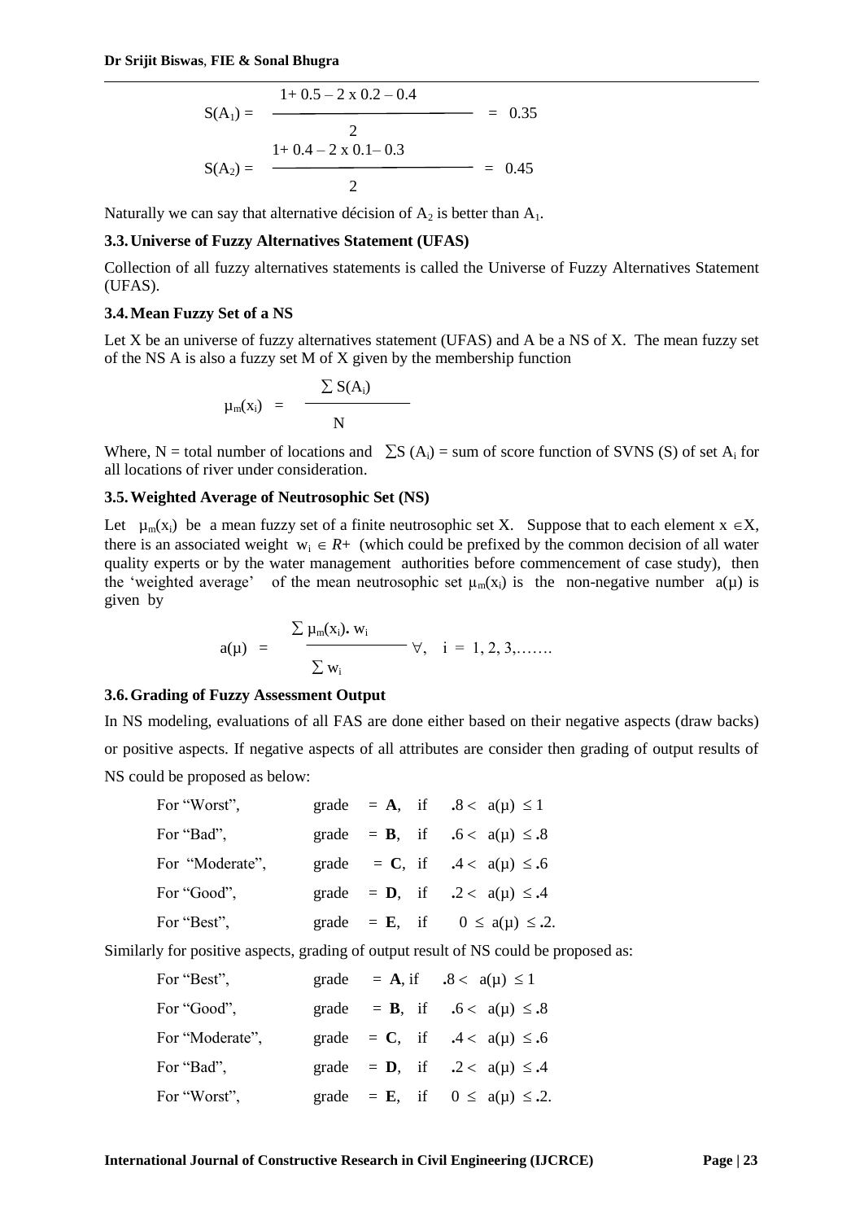$$S(A_1) = \frac{1 + 0.5 - 2 \times 0.2 - 0.4}{2} = 0.35$$

$$S(A_2) = \frac{1 + 0.4 - 2 \times 0.1 - 0.3}{2} = 0.45$$

Naturally we can say that alternative décision of $A_2$ is better than $A_1$.

### 3.3. Universe of Fuzzy Alternatives Statement (UFAS)

Collection of all fuzzy alternatives statements is called the Universe of Fuzzy Alternatives Statement (UFAS).

### 3.4. Mean Fuzzy Set of a NS

Let X be an universe of fuzzy alternatives statement (UFAS) and A be a NS of X. The mean fuzzy set of the NS A is also a fuzzy set M of X given by the membership function

$$\mu_m(x_i) = \frac{\sum S(A_i)}{N}$$

Where, N = total number of locations and $\sum S(A_i)$ = sum of score function of SVNS (S) of set $A_i$ for all locations of river under consideration.

### 3.5. Weighted Average of Neutrosophic Set (NS)

Let $\mu_m(x_i)$ be a mean fuzzy set of a finite neutrosophic set X. Suppose that to each element $x \in X$, there is an associated weight $w_i \in R+$ (which could be prefixed by the common decision of all water quality experts or by the water management authorities before commencement of case study), then the 'weighted average' of the mean neutrosophic set $\mu_m(x_i)$ is the non-negative number $a(\mu)$ is given by

$$a(\mu) = \frac{\sum \mu_m(x_i).\, w_i}{\sum w_i} \quad \forall, \quad i = 1, 2, 3, \ldots\ldots$$

### 3.6. Grading of Fuzzy Assessment Output

In NS modeling, evaluations of all FAS are done either based on their negative aspects (draw backs) or positive aspects. If negative aspects of all attributes are consider then grading of output results of NS could be proposed as below:

For "Worst", grade = **A**, if $.8 < a(\mu) \leq 1$

For "Bad", grade = **B**, if $.6 < a(\mu) \leq .8$

For "Moderate", grade = **C**, if $.4 < a(\mu) \leq .6$

For "Good", grade = **D**, if $.2 < a(\mu) \leq .4$

For "Best", grade = **E**, if $0 \leq a(\mu) \leq .2$.

Similarly for positive aspects, grading of output result of NS could be proposed as:

For "Best", grade = **A**, if $.8 < a(\mu) \leq 1$

For "Good", grade = **B**, if $.6 < a(\mu) \leq .8$

For "Moderate", grade = **C**, if $.4 < a(\mu) \leq .6$

For "Bad", grade = **D**, if $.2 < a(\mu) \leq .4$

For "Worst", grade = **E**, if $0 \leq a(\mu) \leq .2$.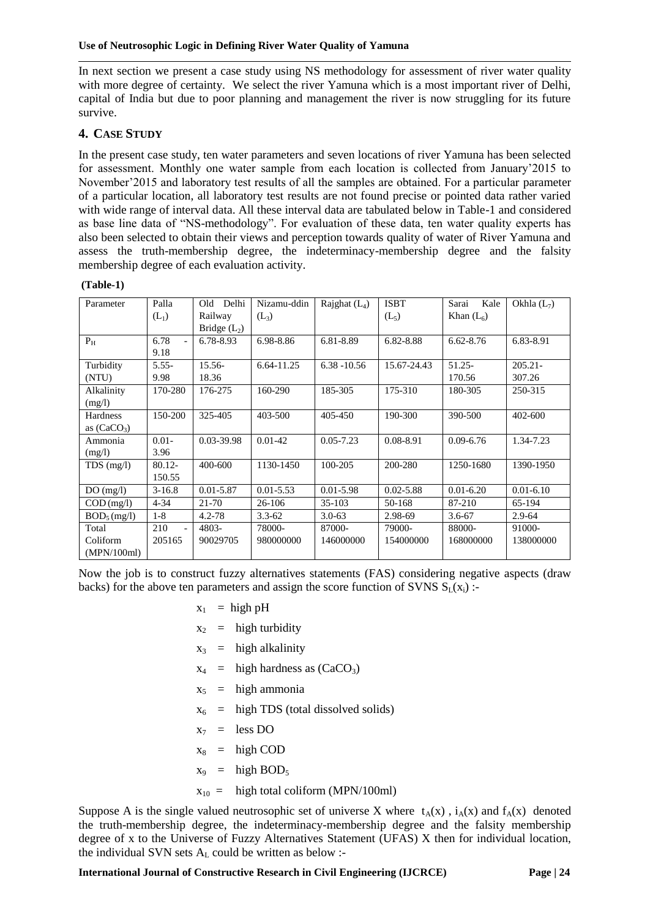In next section we present a case study using NS methodology for assessment of river water quality with more degree of certainty. We select the river Yamuna which is a most important river of Delhi, capital of India but due to poor planning and management the river is now struggling for its future survive.

## 4. CASE STUDY

In the present case study, ten water parameters and seven locations of river Yamuna has been selected for assessment. Monthly one water sample from each location is collected from January'2015 to November'2015 and laboratory test results of all the samples are obtained. For a particular parameter of a particular location, all laboratory test results are not found precise or pointed data rather varied with wide range of interval data. All these interval data are tabulated below in Table-1 and considered as base line data of "NS-methodology". For evaluation of these data, ten water quality experts has also been selected to obtain their views and perception towards quality of water of River Yamuna and assess the truth-membership degree, the indeterminacy-membership degree and the falsity membership degree of each evaluation activity.

**(Table-1)**

| Parameter | Palla ($L_1$) | Old Delhi Railway Bridge ($L_2$) | Nizamu-ddin ($L_3$) | Rajghat ($L_4$) | ISBT ($L_5$) | Sarai Kale Khan ($L_6$) | Okhla ($L_7$) |
|---|---|---|---|---|---|---|---|
| $P_H$ | 6.78 - 9.18 | 6.78-8.93 | 6.98-8.86 | 6.81-8.89 | 6.82-8.88 | 6.62-8.76 | 6.83-8.91 |
| Turbidity (NTU) | 5.55-9.98 | 15.56-18.36 | 6.64-11.25 | 6.38 -10.56 | 15.67-24.43 | 51.25-170.56 | 205.21-307.26 |
| Alkalinity (mg/l) | 170-280 | 176-275 | 160-290 | 185-305 | 175-310 | 180-305 | 250-315 |
| Hardness as ($CaCO_3$) | 150-200 | 325-405 | 403-500 | 405-450 | 190-300 | 390-500 | 402-600 |
| Ammonia (mg/l) | 0.01-3.96 | 0.03-39.98 | 0.01-42 | 0.05-7.23 | 0.08-8.91 | 0.09-6.76 | 1.34-7.23 |
| TDS (mg/l) | 80.12-150.55 | 400-600 | 1130-1450 | 100-205 | 200-280 | 1250-1680 | 1390-1950 |
| DO (mg/l) | 3-16.8 | 0.01-5.87 | 0.01-5.53 | 0.01-5.98 | 0.02-5.88 | 0.01-6.20 | 0.01-6.10 |
| COD (mg/l) | 4-34 | 21-70 | 26-106 | 35-103 | 50-168 | 87-210 | 65-194 |
| $BOD_5$ (mg/l) | 1-8 | 4.2-78 | 3.3-62 | 3.0-63 | 2.98-69 | 3.6-67 | 2.9-64 |
| Total Coliform (MPN/100ml) | 210 - 205165 | 4803-90029705 | 78000-980000000 | 87000-146000000 | 79000-154000000 | 88000-168000000 | 91000-138000000 |

Now the job is to construct fuzzy alternatives statements (FAS) considering negative aspects (draw backs) for the above ten parameters and assign the score function of SVNS $S_L(x_i)$ :-

$x_1$ = high pH

$x_2$ = high turbidity

$x_3$ = high alkalinity

$x_4$ = high hardness as ($CaCO_3$)

$x_5$ = high ammonia

$x_6$ = high TDS (total dissolved solids)

$x_7$ = less DO

$x_8$ = high COD

$x_9$ = high $BOD_5$

$x_{10}$ = high total coliform (MPN/100ml)

Suppose A is the single valued neutrosophic set of universe X where $t_A(x)$ , $i_A(x)$ and $f_A(x)$ denoted the truth-membership degree, the indeterminacy-membership degree and the falsity membership degree of x to the Universe of Fuzzy Alternatives Statement (UFAS) X then for individual location, the individual SVN sets $A_L$ could be written as below :-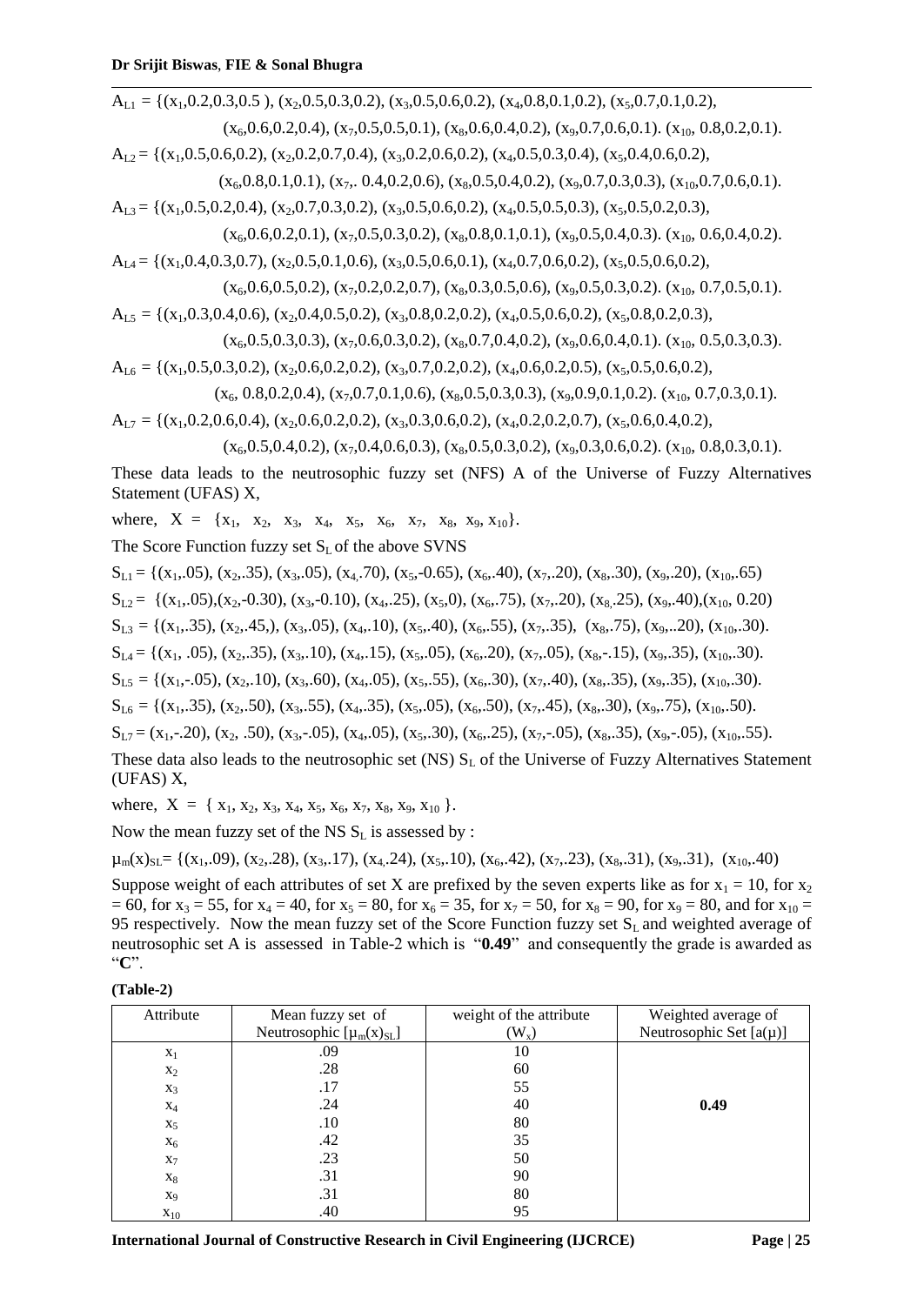$A_{L1}$ = {($x_1$,0.2,0.3,0.5 ), ($x_2$,0.5,0.3,0.2), ($x_3$,0.5,0.6,0.2), ($x_4$,0.8,0.1,0.2), ($x_5$,0.7,0.1,0.2), ($x_6$,0.6,0.2,0.4), ($x_7$,0.5,0.5,0.1), ($x_8$,0.6,0.4,0.2), ($x_9$,0.7,0.6,0.1). ($x_{10}$, 0.8,0.2,0.1).

$A_{L2}$ = {($x_1$,0.5,0.6,0.2), ($x_2$,0.2,0.7,0.4), ($x_3$,0.2,0.6,0.2), ($x_4$,0.5,0.3,0.4), ($x_5$,0.4,0.6,0.2), ($x_6$,0.8,0.1,0.1), ($x_7$,. 0.4,0.2,0.6), ($x_8$,0.5,0.4,0.2), ($x_9$,0.7,0.3,0.3), ($x_{10}$,0.7,0.6,0.1).

$A_{L3}$ = {($x_1$,0.5,0.2,0.4), ($x_2$,0.7,0.3,0.2), ($x_3$,0.5,0.6,0.2), ($x_4$,0.5,0.5,0.3), ($x_5$,0.5,0.2,0.3), ($x_6$,0.6,0.2,0.1), ($x_7$,0.5,0.3,0.2), ($x_8$,0.8,0.1,0.1), ($x_9$,0.5,0.4,0.3). ($x_{10}$, 0.6,0.4,0.2).

$A_{L4}$ = {($x_1$,0.4,0.3,0.7), ($x_2$,0.5,0.1,0.6), ($x_3$,0.5,0.6,0.1), ($x_4$,0.7,0.6,0.2), ($x_5$,0.5,0.6,0.2), ($x_6$,0.6,0.5,0.2), ($x_7$,0.2,0.2,0.7), ($x_8$,0.3,0.5,0.6), ($x_9$,0.5,0.3,0.2). ($x_{10}$, 0.7,0.5,0.1).

$A_{L5}$ = {($x_1$,0.3,0.4,0.6), ($x_2$,0.4,0.5,0.2), ($x_3$,0.8,0.2,0.2), ($x_4$,0.5,0.6,0.2), ($x_5$,0.8,0.2,0.3), ($x_6$,0.5,0.3,0.3), ($x_7$,0.6,0.3,0.2), ($x_8$,0.7,0.4,0.2), ($x_9$,0.6,0.4,0.1). ($x_{10}$, 0.5,0.3,0.3).

$A_{L6}$ = {($x_1$,0.5,0.3,0.2), ($x_2$,0.6,0.2,0.2), ($x_3$,0.7,0.2,0.2), ($x_4$,0.6,0.2,0.5), ($x_5$,0.5,0.6,0.2), ($x_6$, 0.8,0.2,0.4), ($x_7$,0.7,0.1,0.6), ($x_8$,0.5,0.3,0.3), ($x_9$,0.9,0.1,0.2). ($x_{10}$, 0.7,0.3,0.1).

$A_{L7}$ = {($x_1$,0.2,0.6,0.4), ($x_2$,0.6,0.2,0.2), ($x_3$,0.3,0.6,0.2), ($x_4$,0.2,0.2,0.7), ($x_5$,0.6,0.4,0.2), ($x_6$,0.5,0.4,0.2), ($x_7$,0.4,0.6,0.3), ($x_8$,0.5,0.3,0.2), ($x_9$,0.3,0.6,0.2). ($x_{10}$, 0.8,0.3,0.1).

These data leads to the neutrosophic fuzzy set (NFS) A of the Universe of Fuzzy Alternatives Statement (UFAS) X,

where, X = {$x_1$, $x_2$, $x_3$, $x_4$, $x_5$, $x_6$, $x_7$, $x_8$, $x_9$, $x_{10}$}.

The Score Function fuzzy set $S_L$ of the above SVNS

$S_{L1}$ = {($x_1$,.05), ($x_2$,.35), ($x_3$,.05), ($x_4$,.70), ($x_5$,-0.65), ($x_6$,.40), ($x_7$,.20), ($x_8$,.30), ($x_9$,.20), ($x_{10}$,.65)

$S_{L2}$ = {($x_1$,.05),($x_2$,-0.30), ($x_3$,-0.10), ($x_4$,.25), ($x_5$,0), ($x_6$,.75), ($x_7$,.20), ($x_8$,.25), ($x_9$,.40),($x_{10}$, 0.20)

$S_{L3}$ = {($x_1$,.35), ($x_2$,.45,), ($x_3$,.05), ($x_4$,.10), ($x_5$,.40), ($x_6$,.55), ($x_7$,.35), ($x_8$,.75), ($x_9$,..20), ($x_{10}$,.30).

$S_{L4}$ = {($x_1$, .05), ($x_2$,.35), ($x_3$,.10), ($x_4$,.15), ($x_5$,.05), ($x_6$,.20), ($x_7$,.05), ($x_8$,-.15), ($x_9$,.35), ($x_{10}$,.30).

$S_{L5}$ = {($x_1$,-.05), ($x_2$,.10), ($x_3$,.60), ($x_4$,.05), ($x_5$,.55), ($x_6$,.30), ($x_7$,.40), ($x_8$,.35), ($x_9$,.35), ($x_{10}$,.30).

$S_{L6}$ = {($x_1$,.35), ($x_2$,.50), ($x_3$,.55), ($x_4$,.35), ($x_5$,.05), ($x_6$,.50), ($x_7$,.45), ($x_8$,.30), ($x_9$,.75), ($x_{10}$,.50).

$S_{L7}$ = ($x_1$,-.20), ($x_2$, .50), ($x_3$,-.05), ($x_4$,.05), ($x_5$,.30), ($x_6$,.25), ($x_7$,-.05), ($x_8$,.35), ($x_9$,-.05), ($x_{10}$,.55).

These data also leads to the neutrosophic set (NS) $S_L$ of the Universe of Fuzzy Alternatives Statement (UFAS) X,

where, X = { $x_1$, $x_2$, $x_3$, $x_4$, $x_5$, $x_6$, $x_7$, $x_8$, $x_9$, $x_{10}$ }.

Now the mean fuzzy set of the NS $S_L$ is assessed by :

$\mu_m(x)_{SL}$= {($x_1$,.09), ($x_2$,.28), ($x_3$,.17), ($x_4$,.24), ($x_5$,.10), ($x_6$,.42), ($x_7$,.23), ($x_8$,.31), ($x_9$,.31), ($x_{10}$,.40)

Suppose weight of each attributes of set X are prefixed by the seven experts like as for $x_1$ = 10, for $x_2$ = 60, for $x_3$ = 55, for $x_4$ = 40, for $x_5$ = 80, for $x_6$ = 35, for $x_7$ = 50, for $x_8$ = 90, for $x_9$ = 80, and for $x_{10}$ = 95 respectively. Now the mean fuzzy set of the Score Function fuzzy set $S_L$ and weighted average of neutrosophic set A is assessed in Table-2 which is "**0.49**" and consequently the grade is awarded as "**C**".

**(Table-2)**

| Attribute | Mean fuzzy set of Neutrosophic [$\mu_m(x)_{SL}$] | weight of the attribute ($W_x$) | Weighted average of Neutrosophic Set [$a(\mu)$] |
|---|---|---|---|
| $x_1$ | .09 | 10 | |
| $x_2$ | .28 | 60 | |
| $x_3$ | .17 | 55 | |
| $x_4$ | .24 | 40 | **0.49** |
| $x_5$ | .10 | 80 | |
| $x_6$ | .42 | 35 | |
| $x_7$ | .23 | 50 | |
| $x_8$ | .31 | 90 | |
| $x_9$ | .31 | 80 | |
| $x_{10}$ | .40 | 95 | |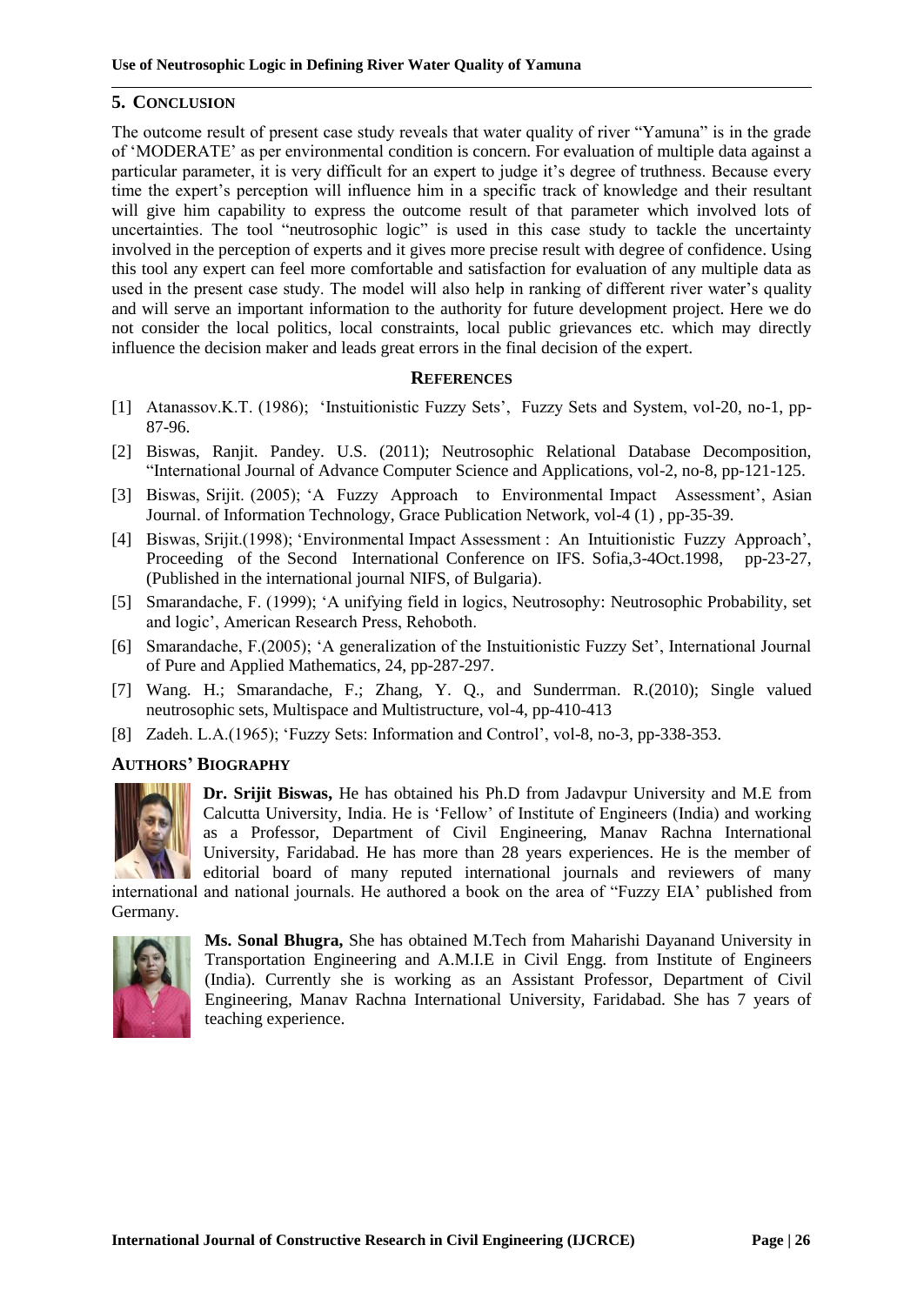## 5. Conclusion

The outcome result of present case study reveals that water quality of river "Yamuna" is in the grade of 'MODERATE' as per environmental condition is concern. For evaluation of multiple data against a particular parameter, it is very difficult for an expert to judge it's degree of truthness. Because every time the expert's perception will influence him in a specific track of knowledge and their resultant will give him capability to express the outcome result of that parameter which involved lots of uncertainties. The tool "neutrosophic logic" is used in this case study to tackle the uncertainty involved in the perception of experts and it gives more precise result with degree of confidence. Using this tool any expert can feel more comfortable and satisfaction for evaluation of any multiple data as used in the present case study. The model will also help in ranking of different river water's quality and will serve an important information to the authority for future development project. Here we do not consider the local politics, local constraints, local public grievances etc. which may directly influence the decision maker and leads great errors in the final decision of the expert.

## References

[1] Atanassov.K.T. (1986); 'Instuitionistic Fuzzy Sets', Fuzzy Sets and System, vol-20, no-1, pp-87-96.

[2] Biswas, Ranjit. Pandey. U.S. (2011); Neutrosophic Relational Database Decomposition, "International Journal of Advance Computer Science and Applications, vol-2, no-8, pp-121-125.

[3] Biswas, Srijit. (2005); 'A Fuzzy Approach to Environmental Impact Assessment', Asian Journal. of Information Technology, Grace Publication Network, vol-4 (1) , pp-35-39.

[4] Biswas, Srijit.(1998); 'Environmental Impact Assessment : An Intuitionistic Fuzzy Approach', Proceeding of the Second International Conference on IFS. Sofia,3-4Oct.1998, pp-23-27, (Published in the international journal NIFS, of Bulgaria).

[5] Smarandache, F. (1999); 'A unifying field in logics, Neutrosophy: Neutrosophic Probability, set and logic', American Research Press, Rehoboth.

[6] Smarandache, F.(2005); 'A generalization of the Instuitionistic Fuzzy Set', International Journal of Pure and Applied Mathematics, 24, pp-287-297.

[7] Wang. H.; Smarandache, F.; Zhang, Y. Q., and Sunderrman. R.(2010); Single valued neutrosophic sets, Multispace and Multistructure, vol-4, pp-410-413

[8] Zadeh. L.A.(1965); 'Fuzzy Sets: Information and Control', vol-8, no-3, pp-338-353.

## Authors' Biography

**Dr. Srijit Biswas,** He has obtained his Ph.D from Jadavpur University and M.E from Calcutta University, India. He is 'Fellow' of Institute of Engineers (India) and working as a Professor, Department of Civil Engineering, Manav Rachna International University, Faridabad. He has more than 28 years experiences. He is the member of editorial board of many reputed international journals and reviewers of many international and national journals. He authored a book on the area of "Fuzzy EIA' published from Germany.

**Ms. Sonal Bhugra,** She has obtained M.Tech from Maharishi Dayanand University in Transportation Engineering and A.M.I.E in Civil Engg. from Institute of Engineers (India). Currently she is working as an Assistant Professor, Department of Civil Engineering, Manav Rachna International University, Faridabad. She has 7 years of teaching experience.